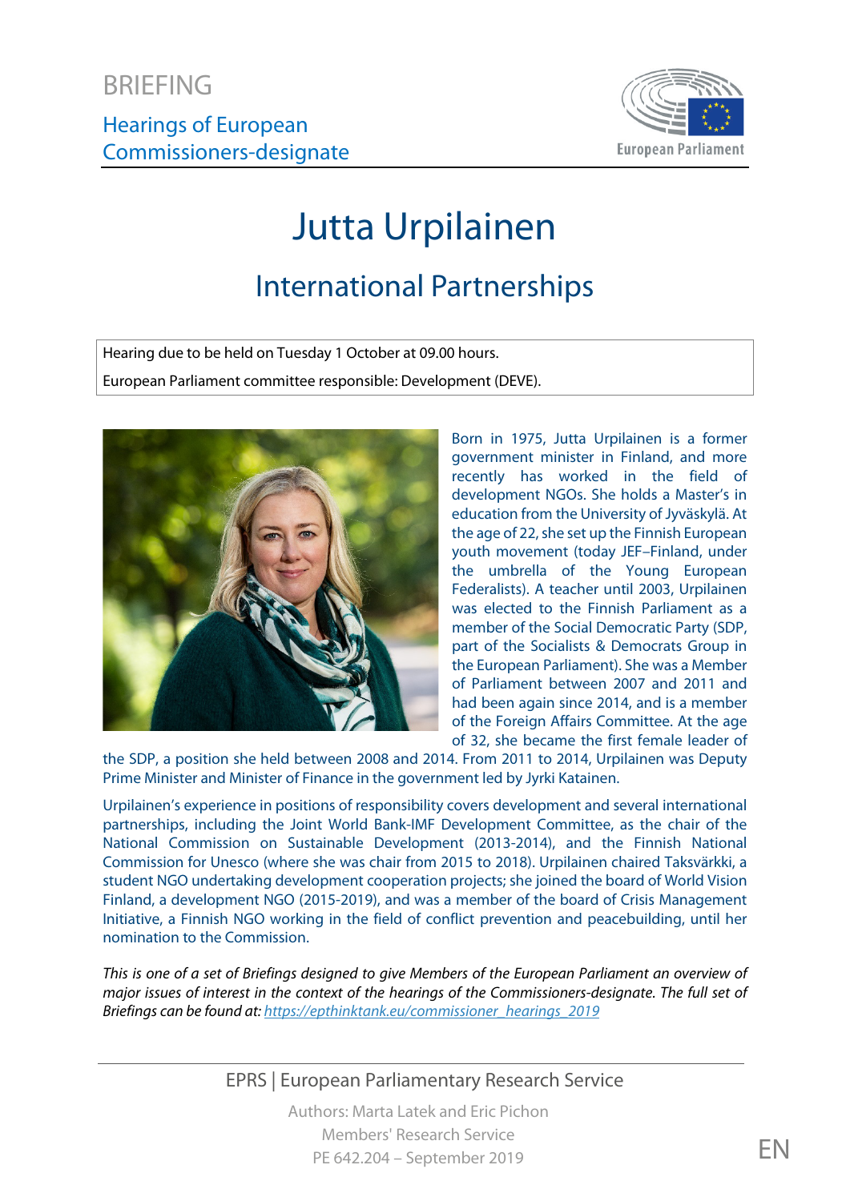BRIEFING

Hearings of European Commissioners-designate

# Jutta Urpilainen

## International Partnerships

Hearing due to be held on Tuesday 1 October at 09.00 hours.

European Parliament committee responsible: Development (DEVE).

Born in 1975, Jutta Urpilainen is a former government minister in Finland, and more recently has worked in the field of development NGOs. She holds a Master's in education from the University of Jyväskylä. At the age of 22, she set up the Finnish European youth movement (today JEF–Finland, under the umbrella of the Young European Federalists). A teacher until 2003, Urpilainen was elected to the Finnish Parliament as a member of the Social Democratic Party (SDP, part of the Socialists & Democrats Group in the European Parliament). She was a Member of Parliament between 2007 and 2011 and had been again since 2014, and is a member of the Foreign Affairs Committee. At the age of 32, she became the first female leader of the SDP, a position she held between 2008 and 2014. From 2011 to 2014, Urpilainen was Deputy Prime Minister and Minister of Finance in the government led by Jyrki Katainen.

Urpilainen's experience in positions of responsibility covers development and several international partnerships, including the Joint World Bank-IMF Development Committee, as the chair of the National Commission on Sustainable Development (2013-2014), and the Finnish National Commission for Unesco (where she was chair from 2015 to 2018). Urpilainen chaired Taksvärkki, a student NGO undertaking development cooperation projects; she joined the board of World Vision Finland, a development NGO (2015-2019), and was a member of the board of Crisis Management Initiative, a Finnish NGO working in the field of conflict prevention and peacebuilding, until her nomination to the Commission.

*This is one of a set of Briefings designed to give Members of the European Parliament an overview of major issues of interest in the context of the hearings of the Commissioners-designate. The full set of Briefings can be found at: https://epthinktank.eu/commissioner_hearings_2019*

EPRS | European Parliamentary Research Service

Authors: Marta Latek and Eric Pichon
Members' Research Service
PE 642.204 – September 2019

EN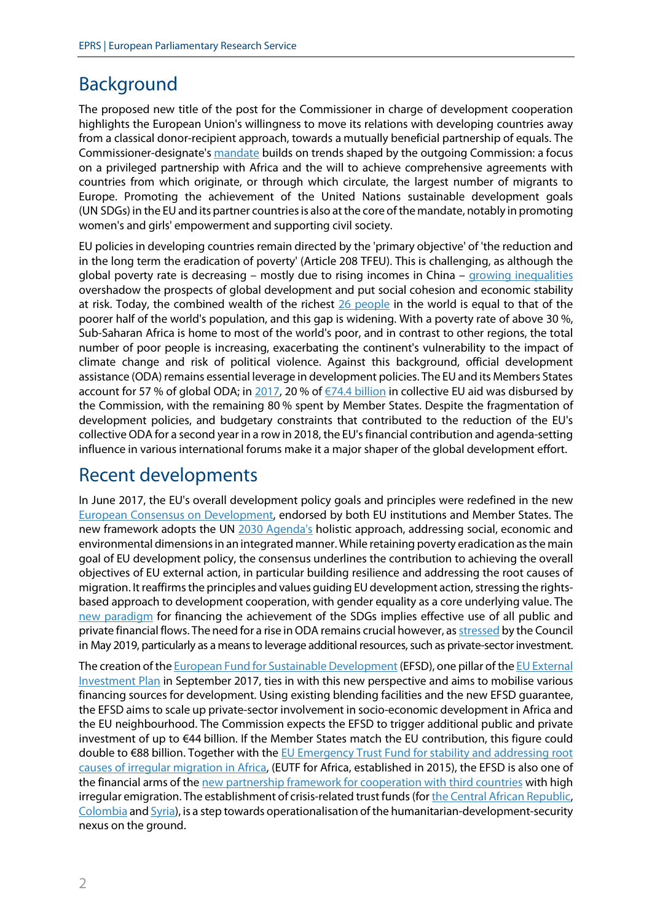## Background

The proposed new title of the post for the Commissioner in charge of development cooperation highlights the European Union's willingness to move its relations with developing countries away from a classical donor-recipient approach, towards a mutually beneficial partnership of equals. The Commissioner-designate's mandate builds on trends shaped by the outgoing Commission: a focus on a privileged partnership with Africa and the will to achieve comprehensive agreements with countries from which originate, or through which circulate, the largest number of migrants to Europe. Promoting the achievement of the United Nations sustainable development goals (UN SDGs) in the EU and its partner countries is also at the core of the mandate, notably in promoting women's and girls' empowerment and supporting civil society.

EU policies in developing countries remain directed by the 'primary objective' of 'the reduction and in the long term the eradication of poverty' (Article 208 TFEU). This is challenging, as although the global poverty rate is decreasing – mostly due to rising incomes in China – growing inequalities overshadow the prospects of global development and put social cohesion and economic stability at risk. Today, the combined wealth of the richest 26 people in the world is equal to that of the poorer half of the world's population, and this gap is widening. With a poverty rate of above 30 %, Sub-Saharan Africa is home to most of the world's poor, and in contrast to other regions, the total number of poor people is increasing, exacerbating the continent's vulnerability to the impact of climate change and risk of political violence. Against this background, official development assistance (ODA) remains essential leverage in development policies. The EU and its Members States account for 57 % of global ODA; in 2017, 20 % of €74.4 billion in collective EU aid was disbursed by the Commission, with the remaining 80 % spent by Member States. Despite the fragmentation of development policies, and budgetary constraints that contributed to the reduction of the EU's collective ODA for a second year in a row in 2018, the EU's financial contribution and agenda-setting influence in various international forums make it a major shaper of the global development effort.

## Recent developments

In June 2017, the EU's overall development policy goals and principles were redefined in the new European Consensus on Development, endorsed by both EU institutions and Member States. The new framework adopts the UN 2030 Agenda's holistic approach, addressing social, economic and environmental dimensions in an integrated manner. While retaining poverty eradication as the main goal of EU development policy, the consensus underlines the contribution to achieving the overall objectives of EU external action, in particular building resilience and addressing the root causes of migration. It reaffirms the principles and values guiding EU development action, stressing the rights-based approach to development cooperation, with gender equality as a core underlying value. The new paradigm for financing the achievement of the SDGs implies effective use of all public and private financial flows. The need for a rise in ODA remains crucial however, as stressed by the Council in May 2019, particularly as a means to leverage additional resources, such as private-sector investment.

The creation of the European Fund for Sustainable Development (EFSD), one pillar of the EU External Investment Plan in September 2017, ties in with this new perspective and aims to mobilise various financing sources for development. Using existing blending facilities and the new EFSD guarantee, the EFSD aims to scale up private-sector involvement in socio-economic development in Africa and the EU neighbourhood. The Commission expects the EFSD to trigger additional public and private investment of up to €44 billion. If the Member States match the EU contribution, this figure could double to €88 billion. Together with the EU Emergency Trust Fund for stability and addressing root causes of irregular migration in Africa, (EUTF for Africa, established in 2015), the EFSD is also one of the financial arms of the new partnership framework for cooperation with third countries with high irregular emigration. The establishment of crisis-related trust funds (for the Central African Republic, Colombia and Syria), is a step towards operationalisation of the humanitarian-development-security nexus on the ground.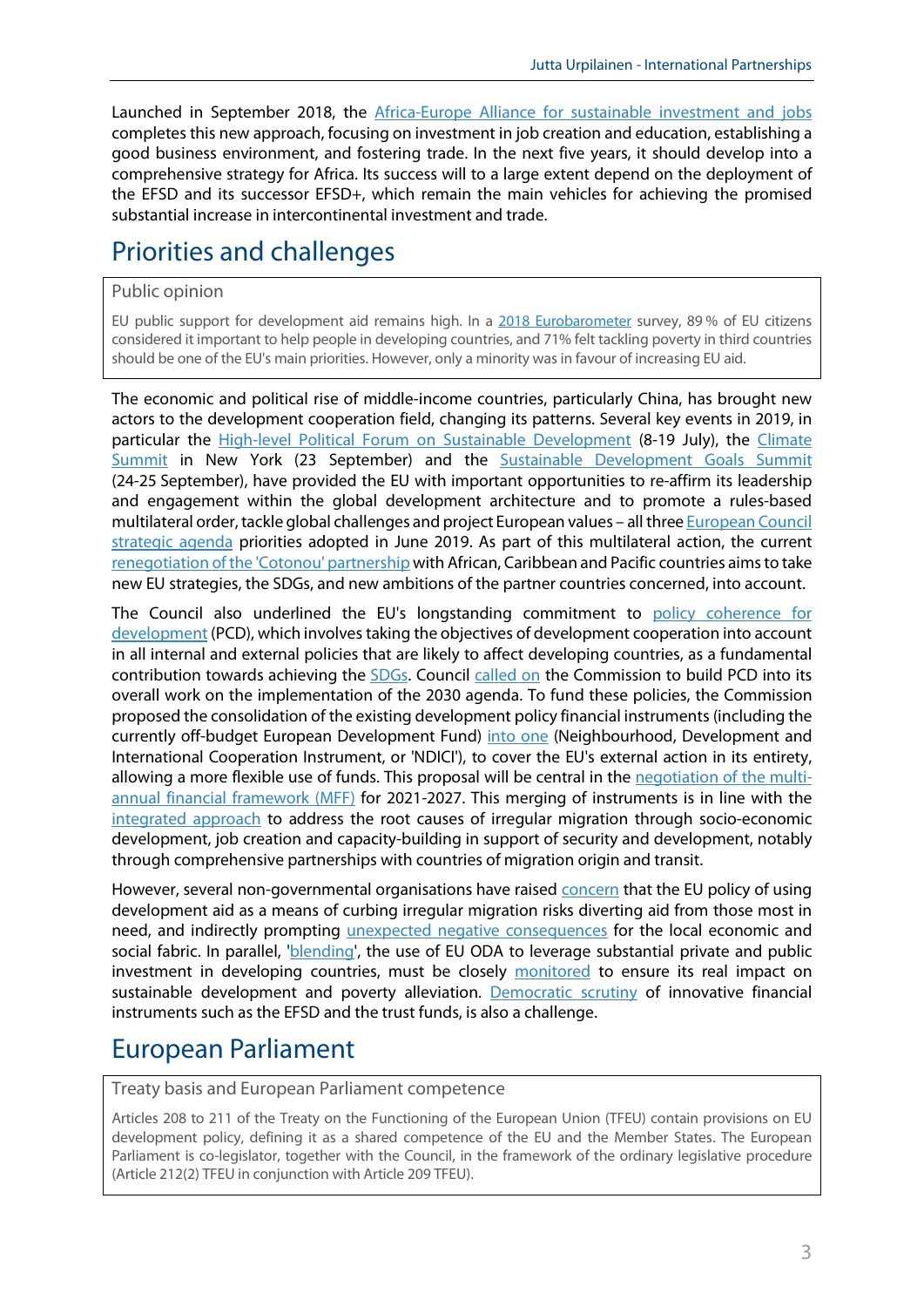Launched in September 2018, the Africa-Europe Alliance for sustainable investment and jobs completes this new approach, focusing on investment in job creation and education, establishing a good business environment, and fostering trade. In the next five years, it should develop into a comprehensive strategy for Africa. Its success will to a large extent depend on the deployment of the EFSD and its successor EFSD+, which remain the main vehicles for achieving the promised substantial increase in intercontinental investment and trade.

## Priorities and challenges

> **Public opinion**
>
> EU public support for development aid remains high. In a 2018 Eurobarometer survey, 89 % of EU citizens considered it important to help people in developing countries, and 71% felt tackling poverty in third countries should be one of the EU's main priorities. However, only a minority was in favour of increasing EU aid.

The economic and political rise of middle-income countries, particularly China, has brought new actors to the development cooperation field, changing its patterns. Several key events in 2019, in particular the High-level Political Forum on Sustainable Development (8-19 July), the Climate Summit in New York (23 September) and the Sustainable Development Goals Summit (24-25 September), have provided the EU with important opportunities to re-affirm its leadership and engagement within the global development architecture and to promote a rules-based multilateral order, tackle global challenges and project European values – all three European Council strategic agenda priorities adopted in June 2019. As part of this multilateral action, the current renegotiation of the 'Cotonou' partnership with African, Caribbean and Pacific countries aims to take new EU strategies, the SDGs, and new ambitions of the partner countries concerned, into account.

The Council also underlined the EU's longstanding commitment to policy coherence for development (PCD), which involves taking the objectives of development cooperation into account in all internal and external policies that are likely to affect developing countries, as a fundamental contribution towards achieving the SDGs. Council called on the Commission to build PCD into its overall work on the implementation of the 2030 agenda. To fund these policies, the Commission proposed the consolidation of the existing development policy financial instruments (including the currently off-budget European Development Fund) into one (Neighbourhood, Development and International Cooperation Instrument, or 'NDICI'), to cover the EU's external action in its entirety, allowing a more flexible use of funds. This proposal will be central in the negotiation of the multi-annual financial framework (MFF) for 2021-2027. This merging of instruments is in line with the integrated approach to address the root causes of irregular migration through socio-economic development, job creation and capacity-building in support of security and development, notably through comprehensive partnerships with countries of migration origin and transit.

However, several non-governmental organisations have raised concern that the EU policy of using development aid as a means of curbing irregular migration risks diverting aid from those most in need, and indirectly prompting unexpected negative consequences for the local economic and social fabric. In parallel, 'blending', the use of EU ODA to leverage substantial private and public investment in developing countries, must be closely monitored to ensure its real impact on sustainable development and poverty alleviation. Democratic scrutiny of innovative financial instruments such as the EFSD and the trust funds, is also a challenge.

## European Parliament

> **Treaty basis and European Parliament competence**
>
> Articles 208 to 211 of the Treaty on the Functioning of the European Union (TFEU) contain provisions on EU development policy, defining it as a shared competence of the EU and the Member States. The European Parliament is co-legislator, together with the Council, in the framework of the ordinary legislative procedure (Article 212(2) TFEU in conjunction with Article 209 TFEU).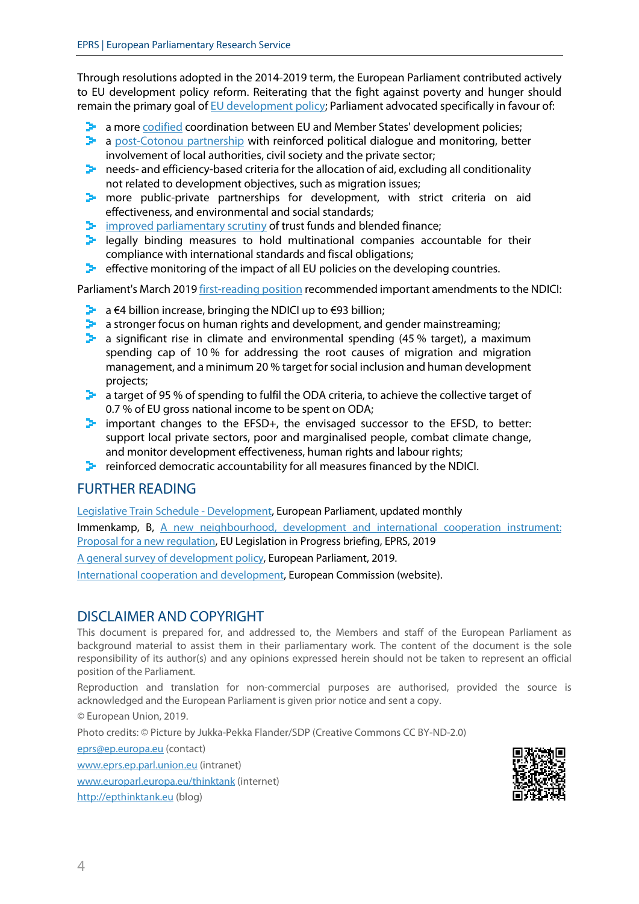Through resolutions adopted in the 2014-2019 term, the European Parliament contributed actively to EU development policy reform. Reiterating that the fight against poverty and hunger should remain the primary goal of EU development policy; Parliament advocated specifically in favour of:

- a more codified coordination between EU and Member States' development policies;
- a post-Cotonou partnership with reinforced political dialogue and monitoring, better involvement of local authorities, civil society and the private sector;
- needs- and efficiency-based criteria for the allocation of aid, excluding all conditionality not related to development objectives, such as migration issues;
- more public-private partnerships for development, with strict criteria on aid effectiveness, and environmental and social standards;
- improved parliamentary scrutiny of trust funds and blended finance;
- legally binding measures to hold multinational companies accountable for their compliance with international standards and fiscal obligations;
- effective monitoring of the impact of all EU policies on the developing countries.

Parliament's March 2019 first-reading position recommended important amendments to the NDICI:

- a €4 billion increase, bringing the NDICI up to €93 billion;
- a stronger focus on human rights and development, and gender mainstreaming;
- a significant rise in climate and environmental spending (45 % target), a maximum spending cap of 10 % for addressing the root causes of migration and migration management, and a minimum 20 % target for social inclusion and human development projects;
- a target of 95 % of spending to fulfil the ODA criteria, to achieve the collective target of 0.7 % of EU gross national income to be spent on ODA;
- important changes to the EFSD+, the envisaged successor to the EFSD, to better: support local private sectors, poor and marginalised people, combat climate change, and monitor development effectiveness, human rights and labour rights;
- reinforced democratic accountability for all measures financed by the NDICI.

## FURTHER READING

Legislative Train Schedule - Development, European Parliament, updated monthly

Immenkamp, B, A new neighbourhood, development and international cooperation instrument: Proposal for a new regulation, EU Legislation in Progress briefing, EPRS, 2019

A general survey of development policy, European Parliament, 2019.

International cooperation and development, European Commission (website).

## DISCLAIMER AND COPYRIGHT

This document is prepared for, and addressed to, the Members and staff of the European Parliament as background material to assist them in their parliamentary work. The content of the document is the sole responsibility of its author(s) and any opinions expressed herein should not be taken to represent an official position of the Parliament.

Reproduction and translation for non-commercial purposes are authorised, provided the source is acknowledged and the European Parliament is given prior notice and sent a copy.

© European Union, 2019.

Photo credits: © Picture by Jukka-Pekka Flander/SDP (Creative Commons CC BY-ND-2.0)

eprs@ep.europa.eu (contact)

www.eprs.ep.parl.union.eu (intranet)

www.europarl.europa.eu/thinktank (internet)

http://epthinktank.eu (blog)